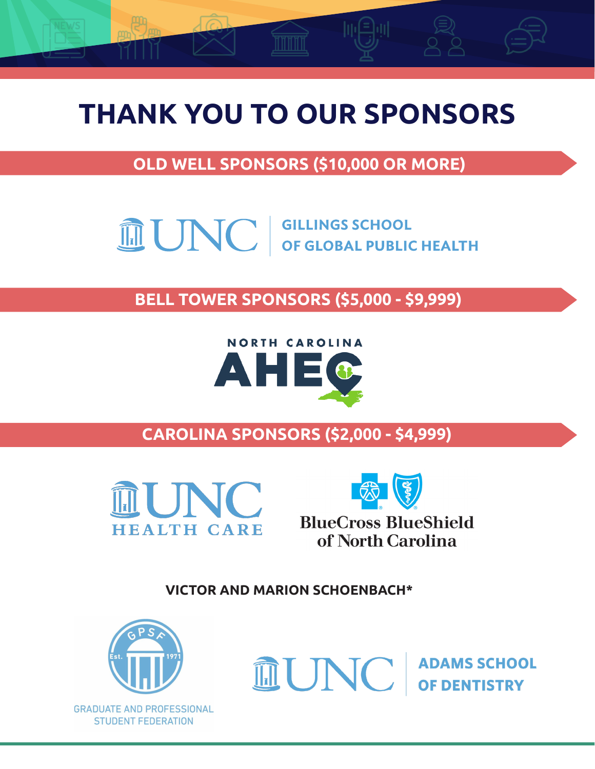# THANK YOU TO OUR SPONSORS

## OLD WELL SPONSORS ($10,000 OR MORE)

UNC GILLINGS SCHOOL OF GLOBAL PUBLIC HEALTH

## BELL TOWER SPONSORS ($5,000 - $9,999)

NORTH CAROLINA AHEC

## CAROLINA SPONSORS ($2,000 - $4,999)

UNC HEALTH CARE

BlueCross BlueShield of North Carolina

**VICTOR AND MARION SCHOENBACH***

GPSF Est. 1971 GRADUATE AND PROFESSIONAL STUDENT FEDERATION

UNC ADAMS SCHOOL OF DENTISTRY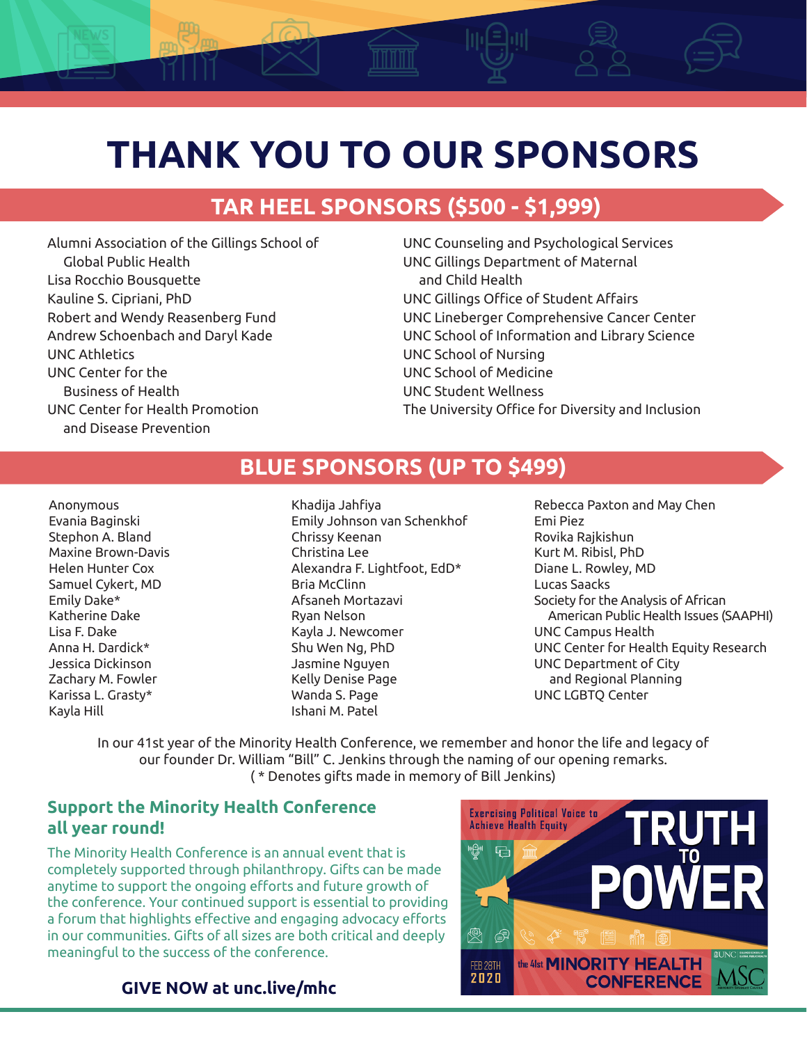# THANK YOU TO OUR SPONSORS

## TAR HEEL SPONSORS ($500 - $1,999)

Alumni Association of the Gillings School of Global Public Health
Lisa Rocchio Bousquette
Kauline S. Cipriani, PhD
Robert and Wendy Reasenberg Fund
Andrew Schoenbach and Daryl Kade
UNC Athletics
UNC Center for the Business of Health
UNC Center for Health Promotion and Disease Prevention
UNC Counseling and Psychological Services
UNC Gillings Department of Maternal and Child Health
UNC Gillings Office of Student Affairs
UNC Lineberger Comprehensive Cancer Center
UNC School of Information and Library Science
UNC School of Nursing
UNC School of Medicine
UNC Student Wellness
The University Office for Diversity and Inclusion

## BLUE SPONSORS (UP TO $499)

Anonymous
Evania Baginski
Stephon A. Bland
Maxine Brown-Davis
Helen Hunter Cox
Samuel Cykert, MD
Emily Dake*
Katherine Dake
Lisa F. Dake
Anna H. Dardick*
Jessica Dickinson
Zachary M. Fowler
Karissa L. Grasty*
Kayla Hill
Khadija Jahfiya
Emily Johnson van Schenkhof
Chrissy Keenan
Christina Lee
Alexandra F. Lightfoot, EdD*
Bria McClinn
Afsaneh Mortazavi
Ryan Nelson
Kayla J. Newcomer
Shu Wen Ng, PhD
Jasmine Nguyen
Kelly Denise Page
Wanda S. Page
Ishani M. Patel
Rebecca Paxton and May Chen
Emi Piez
Rovika Rajkishun
Kurt M. Ribisl, PhD
Diane L. Rowley, MD
Lucas Saacks
Society for the Analysis of African American Public Health Issues (SAAPHI)
UNC Campus Health
UNC Center for Health Equity Research
UNC Department of City and Regional Planning
UNC LGBTQ Center

In our 41st year of the Minority Health Conference, we remember and honor the life and legacy of our founder Dr. William "Bill" C. Jenkins through the naming of our opening remarks.
( * Denotes gifts made in memory of Bill Jenkins)

### Support the Minority Health Conference all year round!

The Minority Health Conference is an annual event that is completely supported through philanthropy. Gifts can be made anytime to support the ongoing efforts and future growth of the conference. Your continued support is essential to providing a forum that highlights effective and engaging advocacy efforts in our communities. Gifts of all sizes are both critical and deeply meaningful to the success of the conference.

**GIVE NOW at unc.live/mhc**

Exercising Political Voice to Achieve Health Equity
TRUTH TO POWER
FEB 28TH 2020
the 41st MINORITY HEALTH CONFERENCE